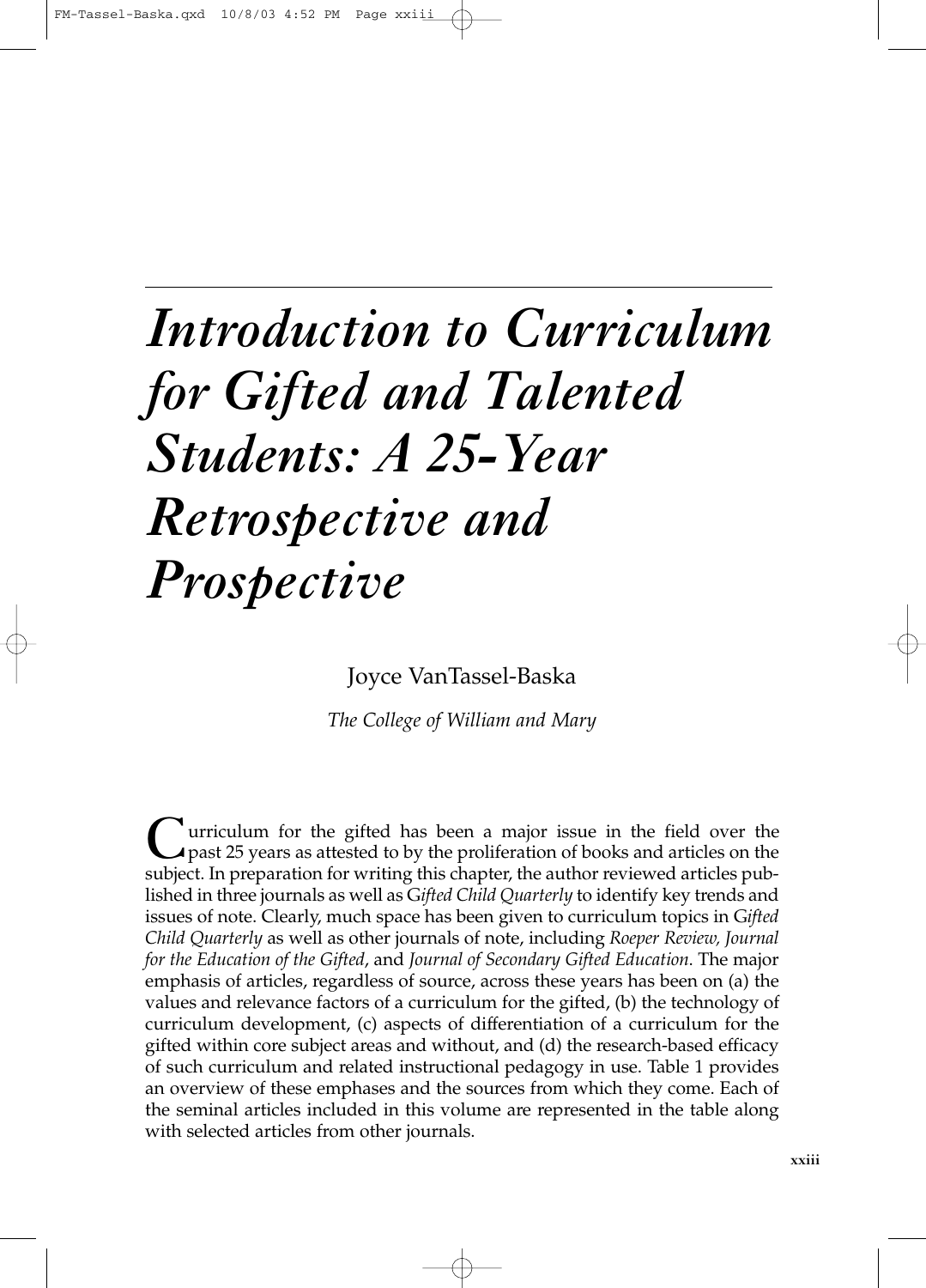# *Introduction to Curriculum for Gifted and Talented Students: A 25-Year Retrospective and Prospective*

Joyce VanTassel-Baska

*The College of William and Mary*

Curriculum for the gifted has been a major issue in the field over the past 25 years as attested to by the proliferation of books and articles on the subject. In preparation for writing this chapter, the author reviewed articles published in three journals as well as *Gifted Child Quarterly* to identify key trends and issues of note. Clearly, much space has been given to curriculum topics in *Gifted Child Quarterly* as well as other journals of note, including *Roeper Review, Journal for the Education of the Gifted*, and *Journal of Secondary Gifted Education*. The major emphasis of articles, regardless of source, across these years has been on (a) the values and relevance factors of a curriculum for the gifted, (b) the technology of curriculum development, (c) aspects of differentiation of a curriculum for the gifted within core subject areas and without, and (d) the research-based efficacy of such curriculum and related instructional pedagogy in use. Table 1 provides an overview of these emphases and the sources from which they come. Each of the seminal articles included in this volume are represented in the table along with selected articles from other journals.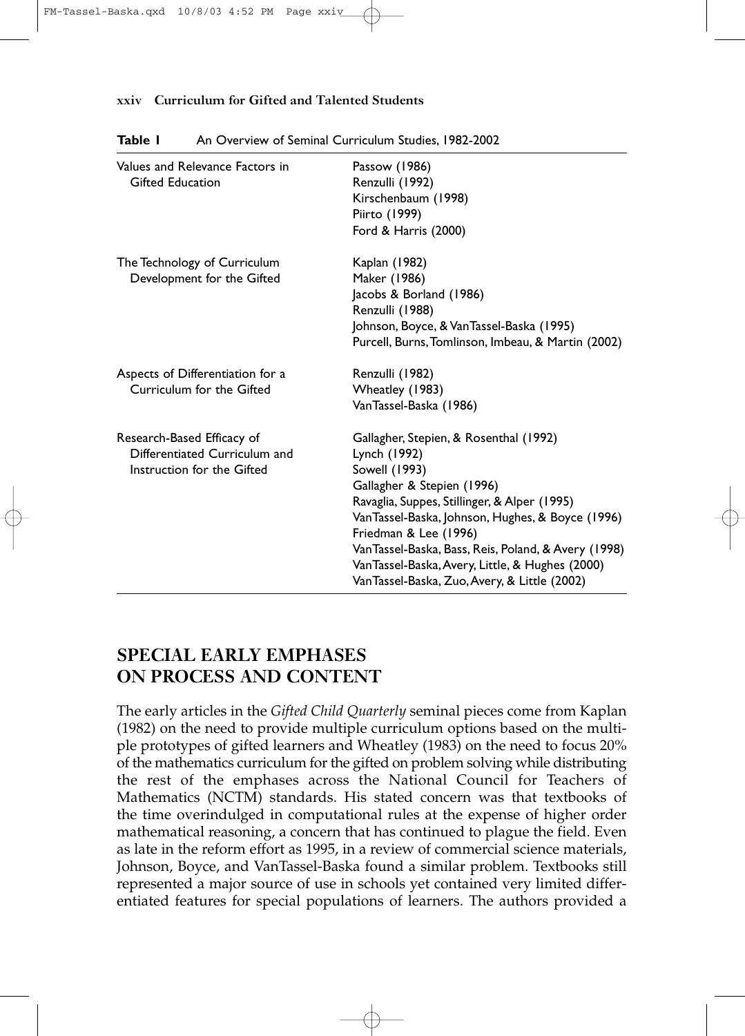**Table 1** An Overview of Seminal Curriculum Studies, 1982-2002

| | |
|---|---|
| Values and Relevance Factors in Gifted Education | Passow (1986)<br>Renzulli (1992)<br>Kirschenbaum (1998)<br>Piirto (1999)<br>Ford & Harris (2000) |
| The Technology of Curriculum Development for the Gifted | Kaplan (1982)<br>Maker (1986)<br>Jacobs & Borland (1986)<br>Renzulli (1988)<br>Johnson, Boyce, & VanTassel-Baska (1995)<br>Purcell, Burns, Tomlinson, Imbeau, & Martin (2002) |
| Aspects of Differentiation for a Curriculum for the Gifted | Renzulli (1982)<br>Wheatley (1983)<br>VanTassel-Baska (1986) |
| Research-Based Efficacy of Differentiated Curriculum and Instruction for the Gifted | Gallagher, Stepien, & Rosenthal (1992)<br>Lynch (1992)<br>Sowell (1993)<br>Gallagher & Stepien (1996)<br>Ravaglia, Suppes, Stillinger, & Alper (1995)<br>VanTassel-Baska, Johnson, Hughes, & Boyce (1996)<br>Friedman & Lee (1996)<br>VanTassel-Baska, Bass, Reis, Poland, & Avery (1998)<br>VanTassel-Baska, Avery, Little, & Hughes (2000)<br>VanTassel-Baska, Zuo, Avery, & Little (2002) |

## SPECIAL EARLY EMPHASES ON PROCESS AND CONTENT

The early articles in the *Gifted Child Quarterly* seminal pieces come from Kaplan (1982) on the need to provide multiple curriculum options based on the multiple prototypes of gifted learners and Wheatley (1983) on the need to focus 20% of the mathematics curriculum for the gifted on problem solving while distributing the rest of the emphases across the National Council for Teachers of Mathematics (NCTM) standards. His stated concern was that textbooks of the time overindulged in computational rules at the expense of higher order mathematical reasoning, a concern that has continued to plague the field. Even as late in the reform effort as 1995, in a review of commercial science materials, Johnson, Boyce, and VanTassel-Baska found a similar problem. Textbooks still represented a major source of use in schools yet contained very limited differentiated features for special populations of learners. The authors provided a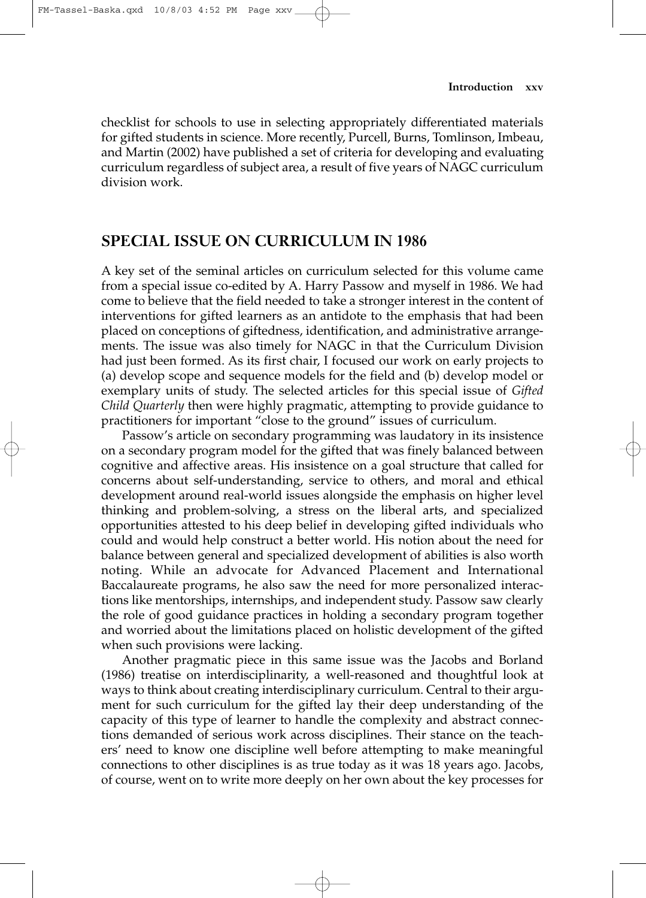checklist for schools to use in selecting appropriately differentiated materials for gifted students in science. More recently, Purcell, Burns, Tomlinson, Imbeau, and Martin (2002) have published a set of criteria for developing and evaluating curriculum regardless of subject area, a result of five years of NAGC curriculum division work.

## SPECIAL ISSUE ON CURRICULUM IN 1986

A key set of the seminal articles on curriculum selected for this volume came from a special issue co-edited by A. Harry Passow and myself in 1986. We had come to believe that the field needed to take a stronger interest in the content of interventions for gifted learners as an antidote to the emphasis that had been placed on conceptions of giftedness, identification, and administrative arrangements. The issue was also timely for NAGC in that the Curriculum Division had just been formed. As its first chair, I focused our work on early projects to (a) develop scope and sequence models for the field and (b) develop model or exemplary units of study. The selected articles for this special issue of *Gifted Child Quarterly* then were highly pragmatic, attempting to provide guidance to practitioners for important "close to the ground" issues of curriculum.

Passow's article on secondary programming was laudatory in its insistence on a secondary program model for the gifted that was finely balanced between cognitive and affective areas. His insistence on a goal structure that called for concerns about self-understanding, service to others, and moral and ethical development around real-world issues alongside the emphasis on higher level thinking and problem-solving, a stress on the liberal arts, and specialized opportunities attested to his deep belief in developing gifted individuals who could and would help construct a better world. His notion about the need for balance between general and specialized development of abilities is also worth noting. While an advocate for Advanced Placement and International Baccalaureate programs, he also saw the need for more personalized interactions like mentorships, internships, and independent study. Passow saw clearly the role of good guidance practices in holding a secondary program together and worried about the limitations placed on holistic development of the gifted when such provisions were lacking.

Another pragmatic piece in this same issue was the Jacobs and Borland (1986) treatise on interdisciplinarity, a well-reasoned and thoughtful look at ways to think about creating interdisciplinary curriculum. Central to their argument for such curriculum for the gifted lay their deep understanding of the capacity of this type of learner to handle the complexity and abstract connections demanded of serious work across disciplines. Their stance on the teachers' need to know one discipline well before attempting to make meaningful connections to other disciplines is as true today as it was 18 years ago. Jacobs, of course, went on to write more deeply on her own about the key processes for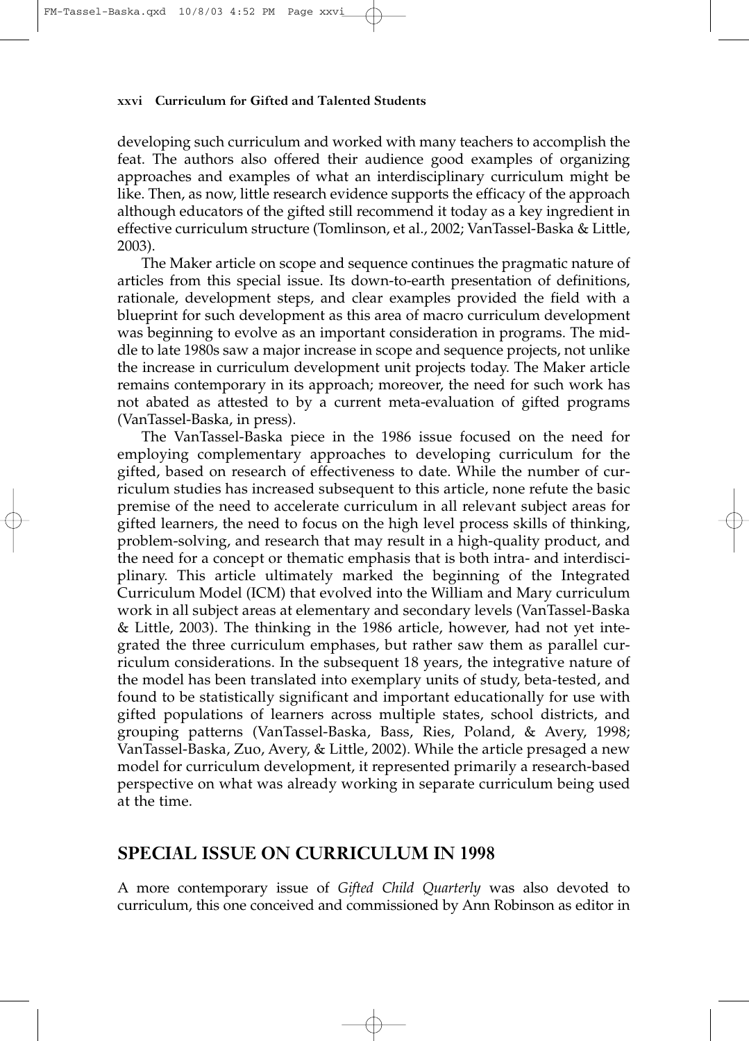developing such curriculum and worked with many teachers to accomplish the feat. The authors also offered their audience good examples of organizing approaches and examples of what an interdisciplinary curriculum might be like. Then, as now, little research evidence supports the efficacy of the approach although educators of the gifted still recommend it today as a key ingredient in effective curriculum structure (Tomlinson, et al., 2002; VanTassel-Baska & Little, 2003).

The Maker article on scope and sequence continues the pragmatic nature of articles from this special issue. Its down-to-earth presentation of definitions, rationale, development steps, and clear examples provided the field with a blueprint for such development as this area of macro curriculum development was beginning to evolve as an important consideration in programs. The middle to late 1980s saw a major increase in scope and sequence projects, not unlike the increase in curriculum development unit projects today. The Maker article remains contemporary in its approach; moreover, the need for such work has not abated as attested to by a current meta-evaluation of gifted programs (VanTassel-Baska, in press).

The VanTassel-Baska piece in the 1986 issue focused on the need for employing complementary approaches to developing curriculum for the gifted, based on research of effectiveness to date. While the number of curriculum studies has increased subsequent to this article, none refute the basic premise of the need to accelerate curriculum in all relevant subject areas for gifted learners, the need to focus on the high level process skills of thinking, problem-solving, and research that may result in a high-quality product, and the need for a concept or thematic emphasis that is both intra- and interdisciplinary. This article ultimately marked the beginning of the Integrated Curriculum Model (ICM) that evolved into the William and Mary curriculum work in all subject areas at elementary and secondary levels (VanTassel-Baska & Little, 2003). The thinking in the 1986 article, however, had not yet integrated the three curriculum emphases, but rather saw them as parallel curriculum considerations. In the subsequent 18 years, the integrative nature of the model has been translated into exemplary units of study, beta-tested, and found to be statistically significant and important educationally for use with gifted populations of learners across multiple states, school districts, and grouping patterns (VanTassel-Baska, Bass, Ries, Poland, & Avery, 1998; VanTassel-Baska, Zuo, Avery, & Little, 2002). While the article presaged a new model for curriculum development, it represented primarily a research-based perspective on what was already working in separate curriculum being used at the time.

## SPECIAL ISSUE ON CURRICULUM IN 1998

A more contemporary issue of *Gifted Child Quarterly* was also devoted to curriculum, this one conceived and commissioned by Ann Robinson as editor in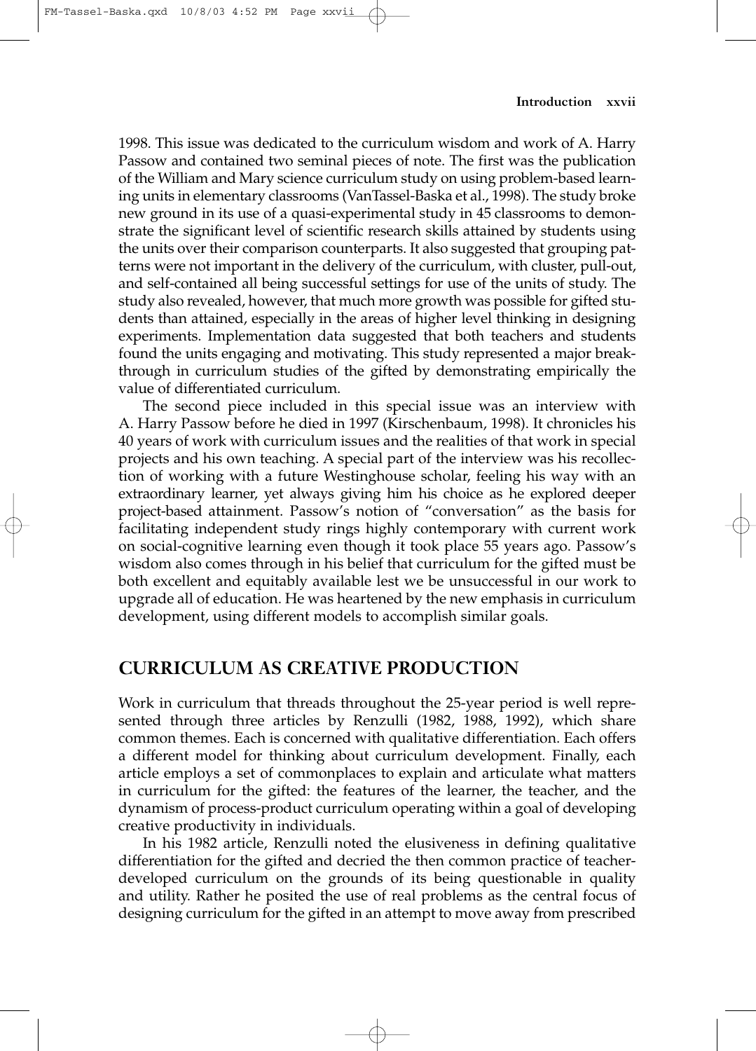1998. This issue was dedicated to the curriculum wisdom and work of A. Harry Passow and contained two seminal pieces of note. The first was the publication of the William and Mary science curriculum study on using problem-based learning units in elementary classrooms (VanTassel-Baska et al., 1998). The study broke new ground in its use of a quasi-experimental study in 45 classrooms to demonstrate the significant level of scientific research skills attained by students using the units over their comparison counterparts. It also suggested that grouping patterns were not important in the delivery of the curriculum, with cluster, pull-out, and self-contained all being successful settings for use of the units of study. The study also revealed, however, that much more growth was possible for gifted students than attained, especially in the areas of higher level thinking in designing experiments. Implementation data suggested that both teachers and students found the units engaging and motivating. This study represented a major breakthrough in curriculum studies of the gifted by demonstrating empirically the value of differentiated curriculum.

The second piece included in this special issue was an interview with A. Harry Passow before he died in 1997 (Kirschenbaum, 1998). It chronicles his 40 years of work with curriculum issues and the realities of that work in special projects and his own teaching. A special part of the interview was his recollection of working with a future Westinghouse scholar, feeling his way with an extraordinary learner, yet always giving him his choice as he explored deeper project-based attainment. Passow's notion of "conversation" as the basis for facilitating independent study rings highly contemporary with current work on social-cognitive learning even though it took place 55 years ago. Passow's wisdom also comes through in his belief that curriculum for the gifted must be both excellent and equitably available lest we be unsuccessful in our work to upgrade all of education. He was heartened by the new emphasis in curriculum development, using different models to accomplish similar goals.

## CURRICULUM AS CREATIVE PRODUCTION

Work in curriculum that threads throughout the 25-year period is well represented through three articles by Renzulli (1982, 1988, 1992), which share common themes. Each is concerned with qualitative differentiation. Each offers a different model for thinking about curriculum development. Finally, each article employs a set of commonplaces to explain and articulate what matters in curriculum for the gifted: the features of the learner, the teacher, and the dynamism of process-product curriculum operating within a goal of developing creative productivity in individuals.

In his 1982 article, Renzulli noted the elusiveness in defining qualitative differentiation for the gifted and decried the then common practice of teacher-developed curriculum on the grounds of its being questionable in quality and utility. Rather he posited the use of real problems as the central focus of designing curriculum for the gifted in an attempt to move away from prescribed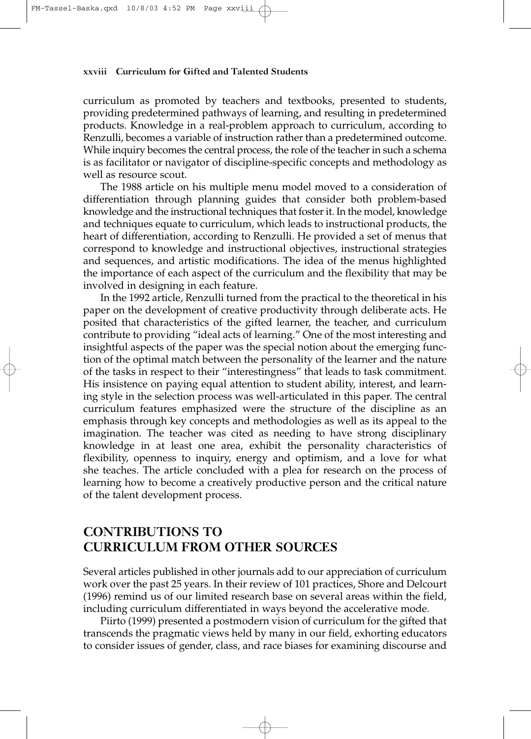curriculum as promoted by teachers and textbooks, presented to students, providing predetermined pathways of learning, and resulting in predetermined products. Knowledge in a real-problem approach to curriculum, according to Renzulli, becomes a variable of instruction rather than a predetermined outcome. While inquiry becomes the central process, the role of the teacher in such a schema is as facilitator or navigator of discipline-specific concepts and methodology as well as resource scout.

The 1988 article on his multiple menu model moved to a consideration of differentiation through planning guides that consider both problem-based knowledge and the instructional techniques that foster it. In the model, knowledge and techniques equate to curriculum, which leads to instructional products, the heart of differentiation, according to Renzulli. He provided a set of menus that correspond to knowledge and instructional objectives, instructional strategies and sequences, and artistic modifications. The idea of the menus highlighted the importance of each aspect of the curriculum and the flexibility that may be involved in designing in each feature.

In the 1992 article, Renzulli turned from the practical to the theoretical in his paper on the development of creative productivity through deliberate acts. He posited that characteristics of the gifted learner, the teacher, and curriculum contribute to providing "ideal acts of learning." One of the most interesting and insightful aspects of the paper was the special notion about the emerging function of the optimal match between the personality of the learner and the nature of the tasks in respect to their "interestingness" that leads to task commitment. His insistence on paying equal attention to student ability, interest, and learning style in the selection process was well-articulated in this paper. The central curriculum features emphasized were the structure of the discipline as an emphasis through key concepts and methodologies as well as its appeal to the imagination. The teacher was cited as needing to have strong disciplinary knowledge in at least one area, exhibit the personality characteristics of flexibility, openness to inquiry, energy and optimism, and a love for what she teaches. The article concluded with a plea for research on the process of learning how to become a creatively productive person and the critical nature of the talent development process.

## CONTRIBUTIONS TO CURRICULUM FROM OTHER SOURCES

Several articles published in other journals add to our appreciation of curriculum work over the past 25 years. In their review of 101 practices, Shore and Delcourt (1996) remind us of our limited research base on several areas within the field, including curriculum differentiated in ways beyond the accelerative mode.

Piirto (1999) presented a postmodern vision of curriculum for the gifted that transcends the pragmatic views held by many in our field, exhorting educators to consider issues of gender, class, and race biases for examining discourse and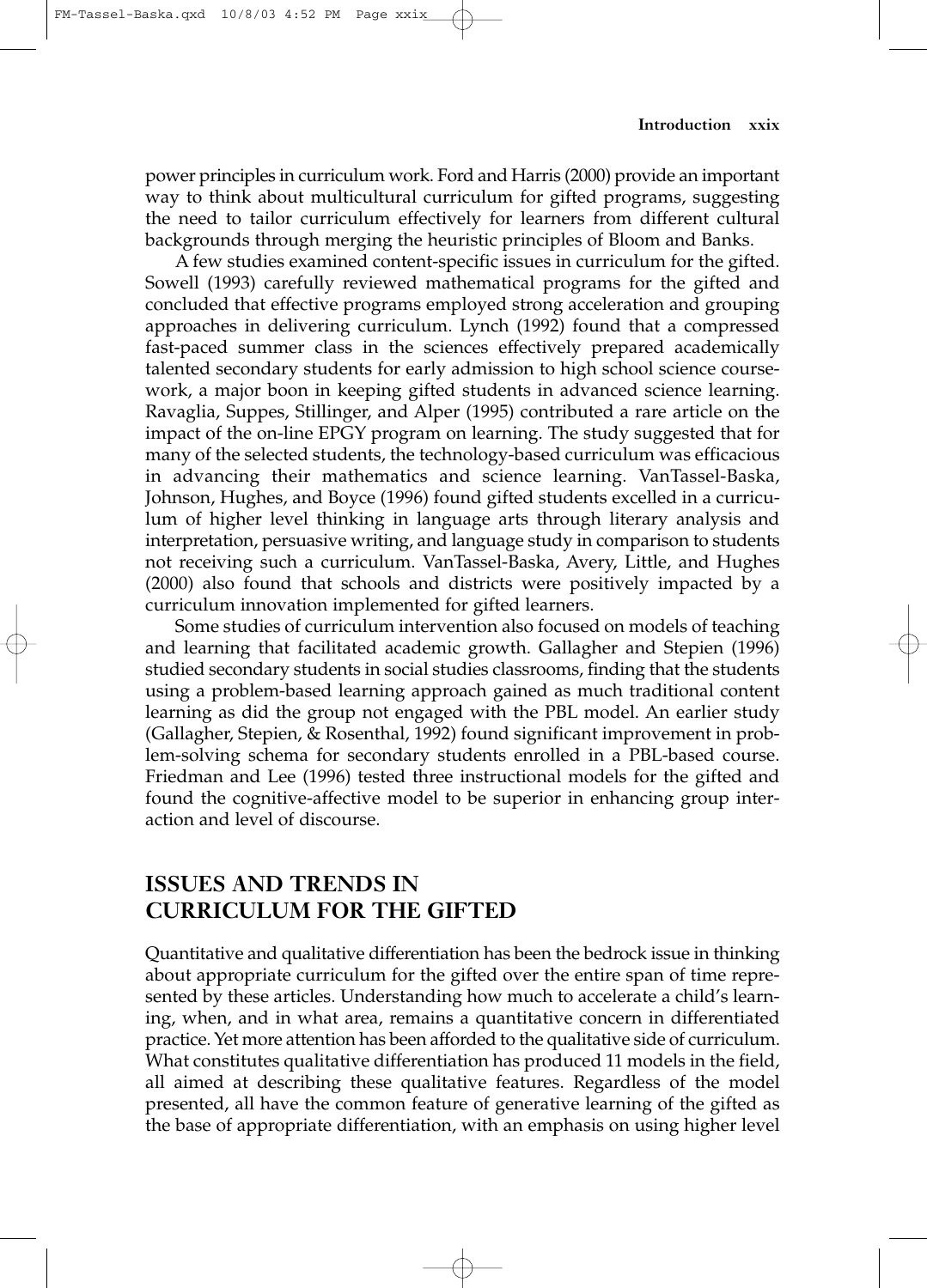power principles in curriculum work. Ford and Harris (2000) provide an important way to think about multicultural curriculum for gifted programs, suggesting the need to tailor curriculum effectively for learners from different cultural backgrounds through merging the heuristic principles of Bloom and Banks.

A few studies examined content-specific issues in curriculum for the gifted. Sowell (1993) carefully reviewed mathematical programs for the gifted and concluded that effective programs employed strong acceleration and grouping approaches in delivering curriculum. Lynch (1992) found that a compressed fast-paced summer class in the sciences effectively prepared academically talented secondary students for early admission to high school science coursework, a major boon in keeping gifted students in advanced science learning. Ravaglia, Suppes, Stillinger, and Alper (1995) contributed a rare article on the impact of the on-line EPGY program on learning. The study suggested that for many of the selected students, the technology-based curriculum was efficacious in advancing their mathematics and science learning. VanTassel-Baska, Johnson, Hughes, and Boyce (1996) found gifted students excelled in a curriculum of higher level thinking in language arts through literary analysis and interpretation, persuasive writing, and language study in comparison to students not receiving such a curriculum. VanTassel-Baska, Avery, Little, and Hughes (2000) also found that schools and districts were positively impacted by a curriculum innovation implemented for gifted learners.

Some studies of curriculum intervention also focused on models of teaching and learning that facilitated academic growth. Gallagher and Stepien (1996) studied secondary students in social studies classrooms, finding that the students using a problem-based learning approach gained as much traditional content learning as did the group not engaged with the PBL model. An earlier study (Gallagher, Stepien, & Rosenthal, 1992) found significant improvement in problem-solving schema for secondary students enrolled in a PBL-based course. Friedman and Lee (1996) tested three instructional models for the gifted and found the cognitive-affective model to be superior in enhancing group interaction and level of discourse.

## ISSUES AND TRENDS IN CURRICULUM FOR THE GIFTED

Quantitative and qualitative differentiation has been the bedrock issue in thinking about appropriate curriculum for the gifted over the entire span of time represented by these articles. Understanding how much to accelerate a child's learning, when, and in what area, remains a quantitative concern in differentiated practice. Yet more attention has been afforded to the qualitative side of curriculum. What constitutes qualitative differentiation has produced 11 models in the field, all aimed at describing these qualitative features. Regardless of the model presented, all have the common feature of generative learning of the gifted as the base of appropriate differentiation, with an emphasis on using higher level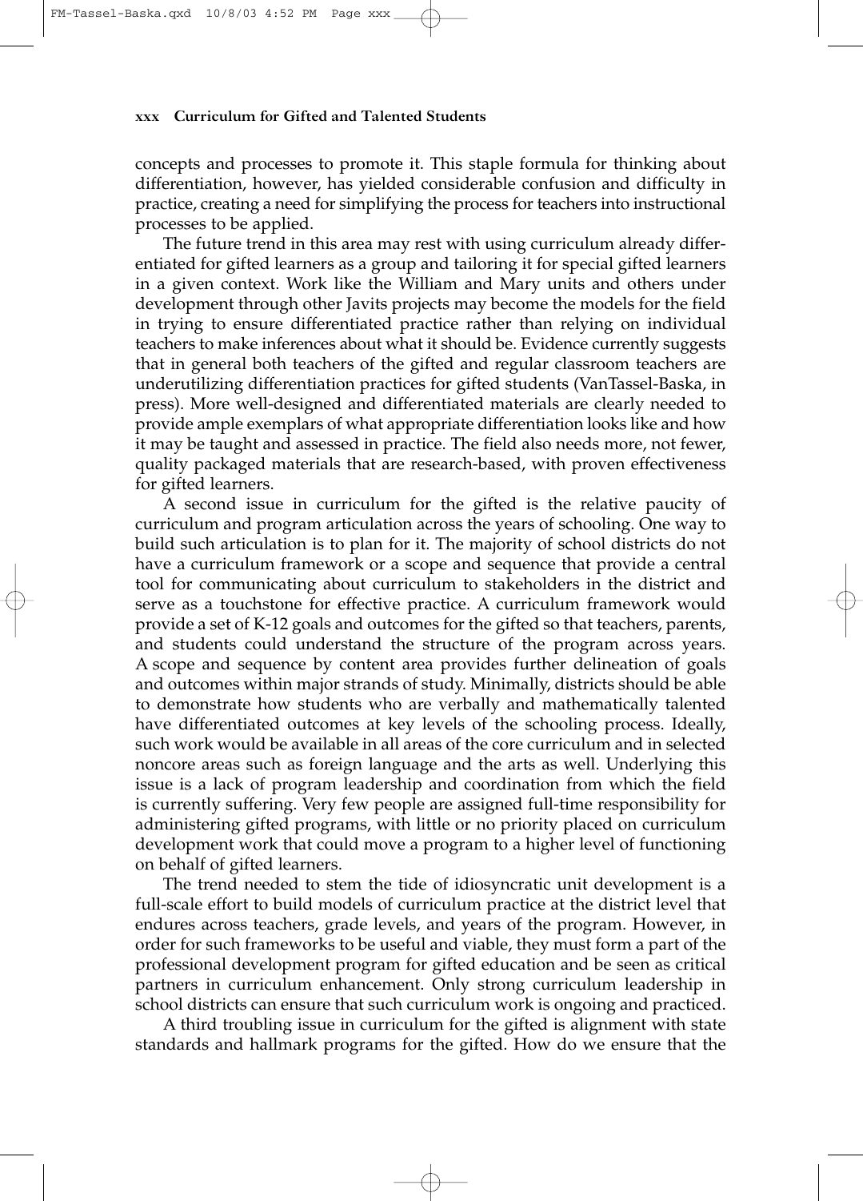concepts and processes to promote it. This staple formula for thinking about differentiation, however, has yielded considerable confusion and difficulty in practice, creating a need for simplifying the process for teachers into instructional processes to be applied.

The future trend in this area may rest with using curriculum already differentiated for gifted learners as a group and tailoring it for special gifted learners in a given context. Work like the William and Mary units and others under development through other Javits projects may become the models for the field in trying to ensure differentiated practice rather than relying on individual teachers to make inferences about what it should be. Evidence currently suggests that in general both teachers of the gifted and regular classroom teachers are underutilizing differentiation practices for gifted students (VanTassel-Baska, in press). More well-designed and differentiated materials are clearly needed to provide ample exemplars of what appropriate differentiation looks like and how it may be taught and assessed in practice. The field also needs more, not fewer, quality packaged materials that are research-based, with proven effectiveness for gifted learners.

A second issue in curriculum for the gifted is the relative paucity of curriculum and program articulation across the years of schooling. One way to build such articulation is to plan for it. The majority of school districts do not have a curriculum framework or a scope and sequence that provide a central tool for communicating about curriculum to stakeholders in the district and serve as a touchstone for effective practice. A curriculum framework would provide a set of K-12 goals and outcomes for the gifted so that teachers, parents, and students could understand the structure of the program across years. A scope and sequence by content area provides further delineation of goals and outcomes within major strands of study. Minimally, districts should be able to demonstrate how students who are verbally and mathematically talented have differentiated outcomes at key levels of the schooling process. Ideally, such work would be available in all areas of the core curriculum and in selected noncore areas such as foreign language and the arts as well. Underlying this issue is a lack of program leadership and coordination from which the field is currently suffering. Very few people are assigned full-time responsibility for administering gifted programs, with little or no priority placed on curriculum development work that could move a program to a higher level of functioning on behalf of gifted learners.

The trend needed to stem the tide of idiosyncratic unit development is a full-scale effort to build models of curriculum practice at the district level that endures across teachers, grade levels, and years of the program. However, in order for such frameworks to be useful and viable, they must form a part of the professional development program for gifted education and be seen as critical partners in curriculum enhancement. Only strong curriculum leadership in school districts can ensure that such curriculum work is ongoing and practiced.

A third troubling issue in curriculum for the gifted is alignment with state standards and hallmark programs for the gifted. How do we ensure that the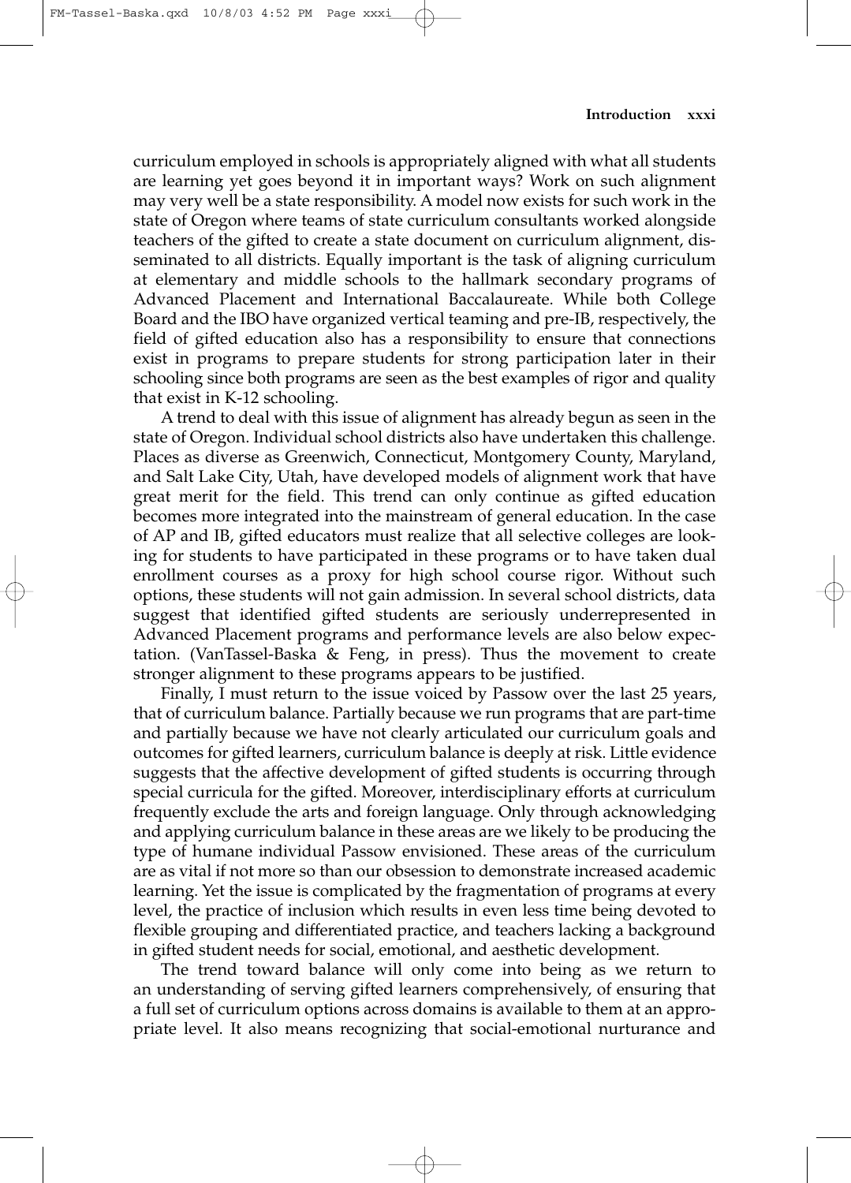curriculum employed in schools is appropriately aligned with what all students are learning yet goes beyond it in important ways? Work on such alignment may very well be a state responsibility. A model now exists for such work in the state of Oregon where teams of state curriculum consultants worked alongside teachers of the gifted to create a state document on curriculum alignment, disseminated to all districts. Equally important is the task of aligning curriculum at elementary and middle schools to the hallmark secondary programs of Advanced Placement and International Baccalaureate. While both College Board and the IBO have organized vertical teaming and pre-IB, respectively, the field of gifted education also has a responsibility to ensure that connections exist in programs to prepare students for strong participation later in their schooling since both programs are seen as the best examples of rigor and quality that exist in K-12 schooling.

A trend to deal with this issue of alignment has already begun as seen in the state of Oregon. Individual school districts also have undertaken this challenge. Places as diverse as Greenwich, Connecticut, Montgomery County, Maryland, and Salt Lake City, Utah, have developed models of alignment work that have great merit for the field. This trend can only continue as gifted education becomes more integrated into the mainstream of general education. In the case of AP and IB, gifted educators must realize that all selective colleges are looking for students to have participated in these programs or to have taken dual enrollment courses as a proxy for high school course rigor. Without such options, these students will not gain admission. In several school districts, data suggest that identified gifted students are seriously underrepresented in Advanced Placement programs and performance levels are also below expectation. (VanTassel-Baska & Feng, in press). Thus the movement to create stronger alignment to these programs appears to be justified.

Finally, I must return to the issue voiced by Passow over the last 25 years, that of curriculum balance. Partially because we run programs that are part-time and partially because we have not clearly articulated our curriculum goals and outcomes for gifted learners, curriculum balance is deeply at risk. Little evidence suggests that the affective development of gifted students is occurring through special curricula for the gifted. Moreover, interdisciplinary efforts at curriculum frequently exclude the arts and foreign language. Only through acknowledging and applying curriculum balance in these areas are we likely to be producing the type of humane individual Passow envisioned. These areas of the curriculum are as vital if not more so than our obsession to demonstrate increased academic learning. Yet the issue is complicated by the fragmentation of programs at every level, the practice of inclusion which results in even less time being devoted to flexible grouping and differentiated practice, and teachers lacking a background in gifted student needs for social, emotional, and aesthetic development.

The trend toward balance will only come into being as we return to an understanding of serving gifted learners comprehensively, of ensuring that a full set of curriculum options across domains is available to them at an appropriate level. It also means recognizing that social-emotional nurturance and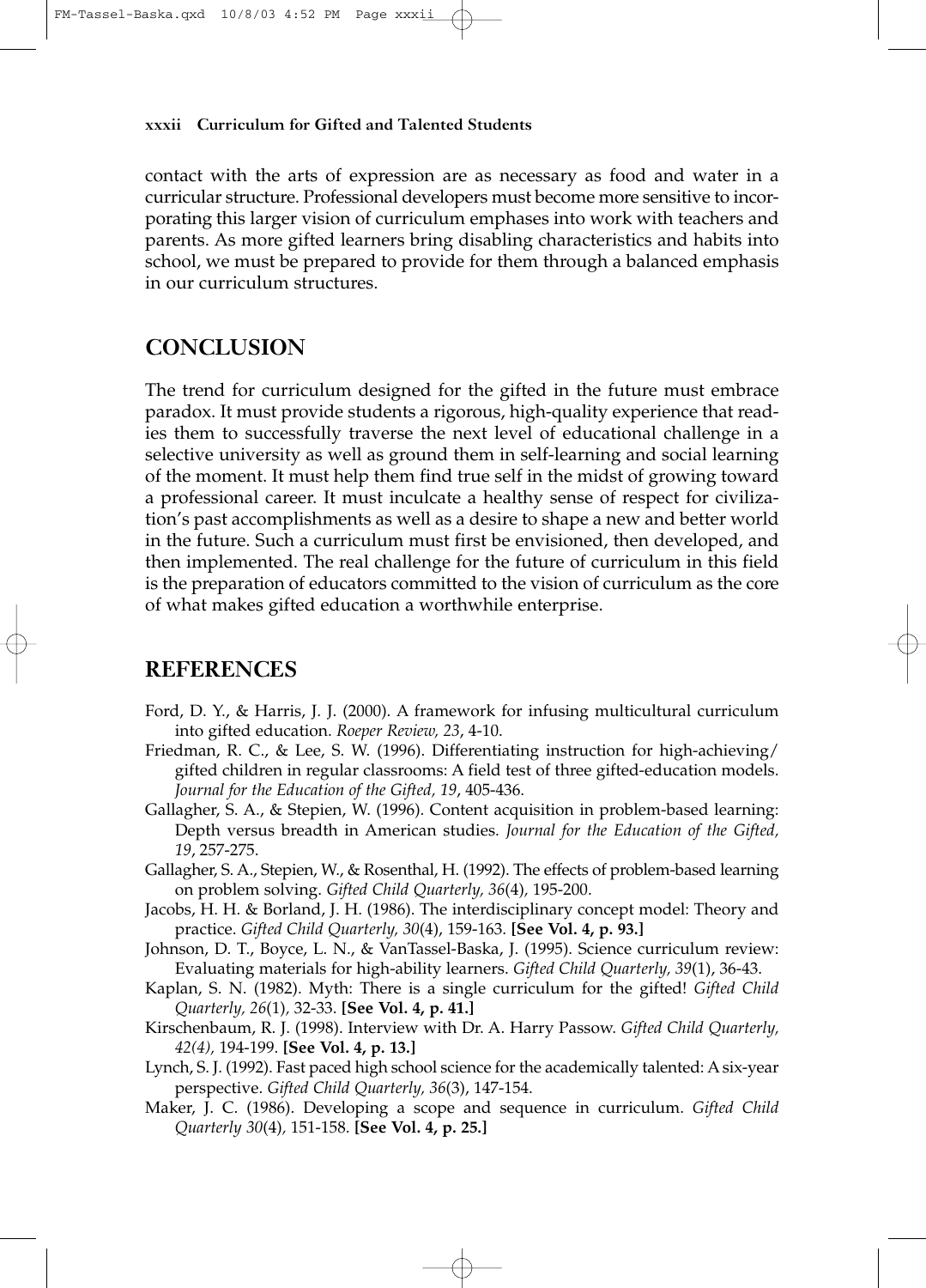contact with the arts of expression are as necessary as food and water in a curricular structure. Professional developers must become more sensitive to incorporating this larger vision of curriculum emphases into work with teachers and parents. As more gifted learners bring disabling characteristics and habits into school, we must be prepared to provide for them through a balanced emphasis in our curriculum structures.

## CONCLUSION

The trend for curriculum designed for the gifted in the future must embrace paradox. It must provide students a rigorous, high-quality experience that readies them to successfully traverse the next level of educational challenge in a selective university as well as ground them in self-learning and social learning of the moment. It must help them find true self in the midst of growing toward a professional career. It must inculcate a healthy sense of respect for civilization's past accomplishments as well as a desire to shape a new and better world in the future. Such a curriculum must first be envisioned, then developed, and then implemented. The real challenge for the future of curriculum in this field is the preparation of educators committed to the vision of curriculum as the core of what makes gifted education a worthwhile enterprise.

## REFERENCES

Ford, D. Y., & Harris, J. J. (2000). A framework for infusing multicultural curriculum into gifted education. *Roeper Review, 23*, 4-10.

Friedman, R. C., & Lee, S. W. (1996). Differentiating instruction for high-achieving/gifted children in regular classrooms: A field test of three gifted-education models. *Journal for the Education of the Gifted, 19*, 405-436.

Gallagher, S. A., & Stepien, W. (1996). Content acquisition in problem-based learning: Depth versus breadth in American studies. *Journal for the Education of the Gifted, 19*, 257-275.

Gallagher, S. A., Stepien, W., & Rosenthal, H. (1992). The effects of problem-based learning on problem solving. *Gifted Child Quarterly, 36*(4), 195-200.

Jacobs, H. H. & Borland, J. H. (1986). The interdisciplinary concept model: Theory and practice. *Gifted Child Quarterly, 30*(4), 159-163. **[See Vol. 4, p. 93.]**

Johnson, D. T., Boyce, L. N., & VanTassel-Baska, J. (1995). Science curriculum review: Evaluating materials for high-ability learners. *Gifted Child Quarterly, 39*(1), 36-43.

Kaplan, S. N. (1982). Myth: There is a single curriculum for the gifted! *Gifted Child Quarterly, 26*(1), 32-33. **[See Vol. 4, p. 41.]**

Kirschenbaum, R. J. (1998). Interview with Dr. A. Harry Passow. *Gifted Child Quarterly, 42(4),* 194-199. **[See Vol. 4, p. 13.]**

Lynch, S. J. (1992). Fast paced high school science for the academically talented: A six-year perspective. *Gifted Child Quarterly, 36*(3), 147-154.

Maker, J. C. (1986). Developing a scope and sequence in curriculum. *Gifted Child Quarterly 30*(4), 151-158. **[See Vol. 4, p. 25.]**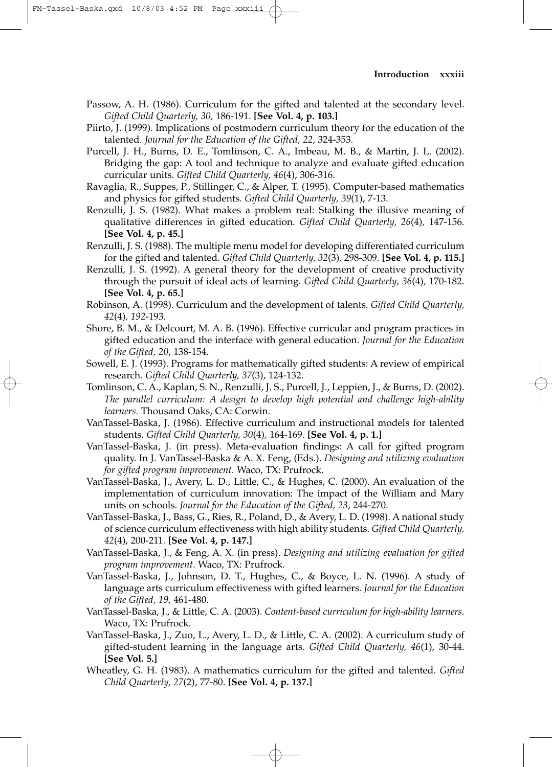Passow, A. H. (1986). Curriculum for the gifted and talented at the secondary level. *Gifted Child Quarterly, 30,* 186-191. **[See Vol. 4, p. 103.]**

Piirto, J. (1999). Implications of postmodern curriculum theory for the education of the talented. *Journal for the Education of the Gifted, 22*, 324-353.

Purcell, J. H., Burns, D. E., Tomlinson, C. A., Imbeau, M. B., & Martin, J. L. (2002). Bridging the gap: A tool and technique to analyze and evaluate gifted education curricular units. *Gifted Child Quarterly, 46*(4), 306-316.

Ravaglia, R., Suppes, P., Stillinger, C., & Alper, T. (1995). Computer-based mathematics and physics for gifted students. *Gifted Child Quarterly, 39*(1), 7-13.

Renzulli, J. S. (1982). What makes a problem real: Stalking the illusive meaning of qualitative differences in gifted education. *Gifted Child Quarterly, 26*(4), 147-156. **[See Vol. 4, p. 45.]**

Renzulli, J. S. (1988). The multiple menu model for developing differentiated curriculum for the gifted and talented. *Gifted Child Quarterly, 32*(3), 298-309. **[See Vol. 4, p. 115.]**

Renzulli, J. S. (1992). A general theory for the development of creative productivity through the pursuit of ideal acts of learning. *Gifted Child Quarterly, 36*(4), 170-182. **[See Vol. 4, p. 65.]**

Robinson, A. (1998). Curriculum and the development of talents. *Gifted Child Quarterly, 42*(4), *192*-193.

Shore, B. M., & Delcourt, M. A. B. (1996). Effective curricular and program practices in gifted education and the interface with general education. *Journal for the Education of the Gifted, 20*, 138-154.

Sowell, E. J. (1993). Programs for mathematically gifted students: A review of empirical research. *Gifted Child Quarterly, 37*(3), 124-132.

Tomlinson, C. A., Kaplan, S. N., Renzulli, J. S., Purcell, J., Leppien, J., & Burns, D. (2002). *The parallel curriculum: A design to develop high potential and challenge high-ability learners.* Thousand Oaks, CA: Corwin.

VanTassel-Baska, J. (1986). Effective curriculum and instructional models for talented students. *Gifted Child Quarterly, 30*(4), 164-169. **[See Vol. 4, p. 1.]**

VanTassel-Baska, J. (in press). Meta-evaluation findings: A call for gifted program quality. In J. VanTassel-Baska & A. X. Feng, (Eds.). *Designing and utilizing evaluation for gifted program improvement*. Waco, TX: Prufrock.

VanTassel-Baska, J., Avery, L. D., Little, C., & Hughes, C. (2000). An evaluation of the implementation of curriculum innovation: The impact of the William and Mary units on schools. *Journal for the Education of the Gifted, 23*, 244-270.

VanTassel-Baska, J., Bass, G., Ries, R., Poland, D., & Avery, L. D. (1998). A national study of science curriculum effectiveness with high ability students. *Gifted Child Quarterly, 42*(4), 200-211. **[See Vol. 4, p. 147.]**

VanTassel-Baska, J., & Feng, A. X. (in press). *Designing and utilizing evaluation for gifted program improvement*. Waco, TX: Prufrock.

VanTassel-Baska, J., Johnson, D. T., Hughes, C., & Boyce, L. N. (1996). A study of language arts curriculum effectiveness with gifted learners. *Journal for the Education of the Gifted, 19*, 461-480.

VanTassel-Baska, J., & Little, C. A. (2003). *Content-based curriculum for high-ability learners*. Waco, TX: Prufrock.

VanTassel-Baska, J., Zuo, L., Avery, L. D., & Little, C. A. (2002). A curriculum study of gifted-student learning in the language arts. *Gifted Child Quarterly, 46*(1), 30-44. **[See Vol. 5.]**

Wheatley, G. H. (1983). A mathematics curriculum for the gifted and talented. *Gifted Child Quarterly, 27*(2), 77-80. **[See Vol. 4, p. 137.]**